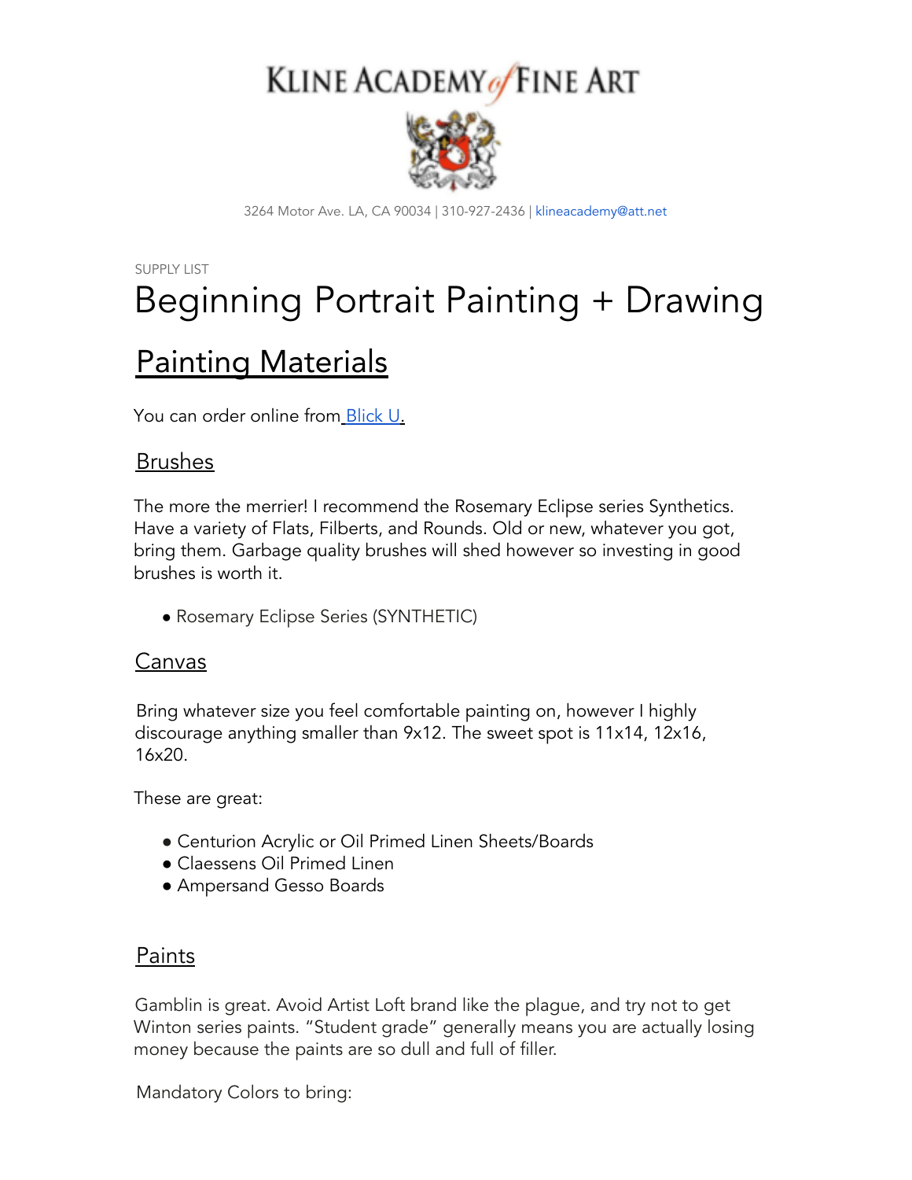# KLINE ACADEMY of FINE ART

3264 Motor Ave. LA, CA 90034 | 310-927-2436 | klineacademy@att.net

SUPPLY LIST

# Beginning Portrait Painting + Drawing

## Painting Materials

You can order online from [Blick U.](#)

### Brushes

The more the merrier! I recommend the Rosemary Eclipse series Synthetics. Have a variety of Flats, Filberts, and Rounds. Old or new, whatever you got, bring them. Garbage quality brushes will shed however so investing in good brushes is worth it.

- Rosemary Eclipse Series (SYNTHETIC)

### Canvas

Bring whatever size you feel comfortable painting on, however I highly discourage anything smaller than 9x12. The sweet spot is 11x14, 12x16, 16x20.

These are great:

- Centurion Acrylic or Oil Primed Linen Sheets/Boards
- Claessens Oil Primed Linen
- Ampersand Gesso Boards

### Paints

Gamblin is great. Avoid Artist Loft brand like the plague, and try not to get Winton series paints. "Student grade" generally means you are actually losing money because the paints are so dull and full of filler.

Mandatory Colors to bring: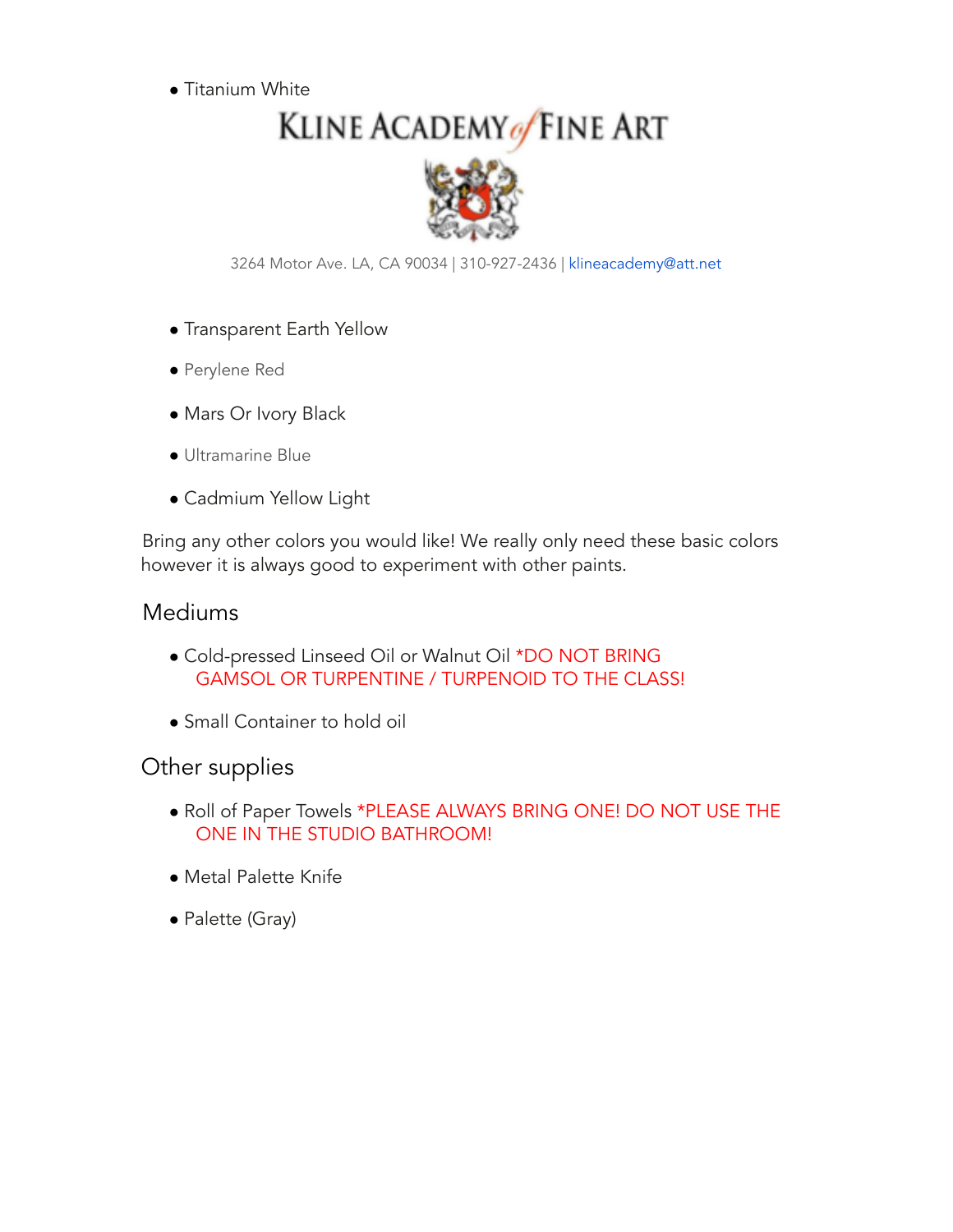- Titanium White

KLINE ACADEMY of FINE ART

3264 Motor Ave. LA, CA 90034 | 310-927-2436 | klineacademy@att.net

- Transparent Earth Yellow
- Perylene Red
- Mars Or Ivory Black
- Ultramarine Blue
- Cadmium Yellow Light

Bring any other colors you would like! We really only need these basic colors however it is always good to experiment with other paints.

## Mediums

- Cold-pressed Linseed Oil or Walnut Oil *DO NOT BRING GAMSOL OR TURPENTINE / TURPENOID TO THE CLASS!
- Small Container to hold oil

## Other supplies

- Roll of Paper Towels *PLEASE ALWAYS BRING ONE! DO NOT USE THE ONE IN THE STUDIO BATHROOM!
- Metal Palette Knife
- Palette (Gray)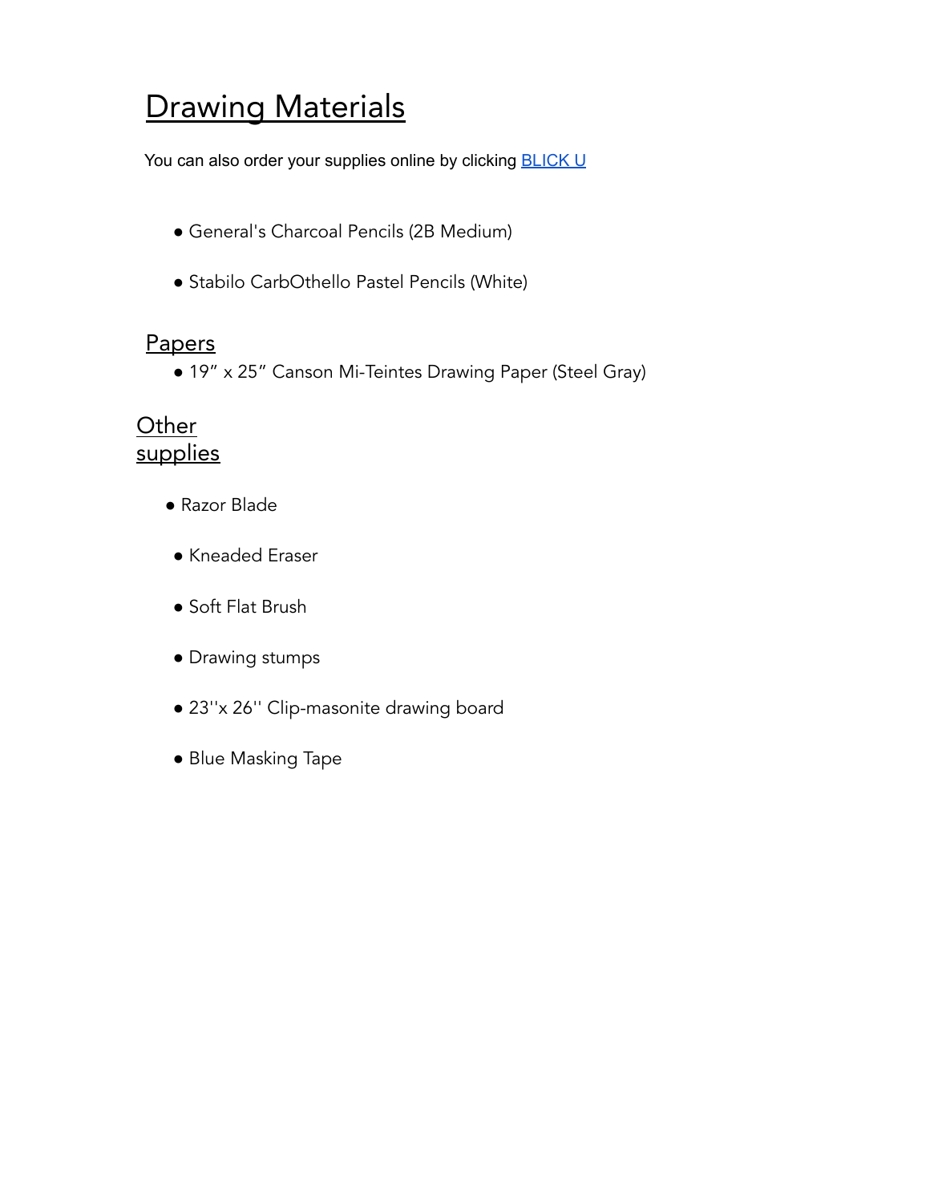# Drawing Materials

You can also order your supplies online by clicking BLICK U

- General's Charcoal Pencils (2B Medium)
- Stabilo CarbOthello Pastel Pencils (White)

## Papers

- 19" x 25" Canson Mi-Teintes Drawing Paper (Steel Gray)

## Other supplies

- Razor Blade
- Kneaded Eraser
- Soft Flat Brush
- Drawing stumps
- 23''x 26'' Clip-masonite drawing board
- Blue Masking Tape